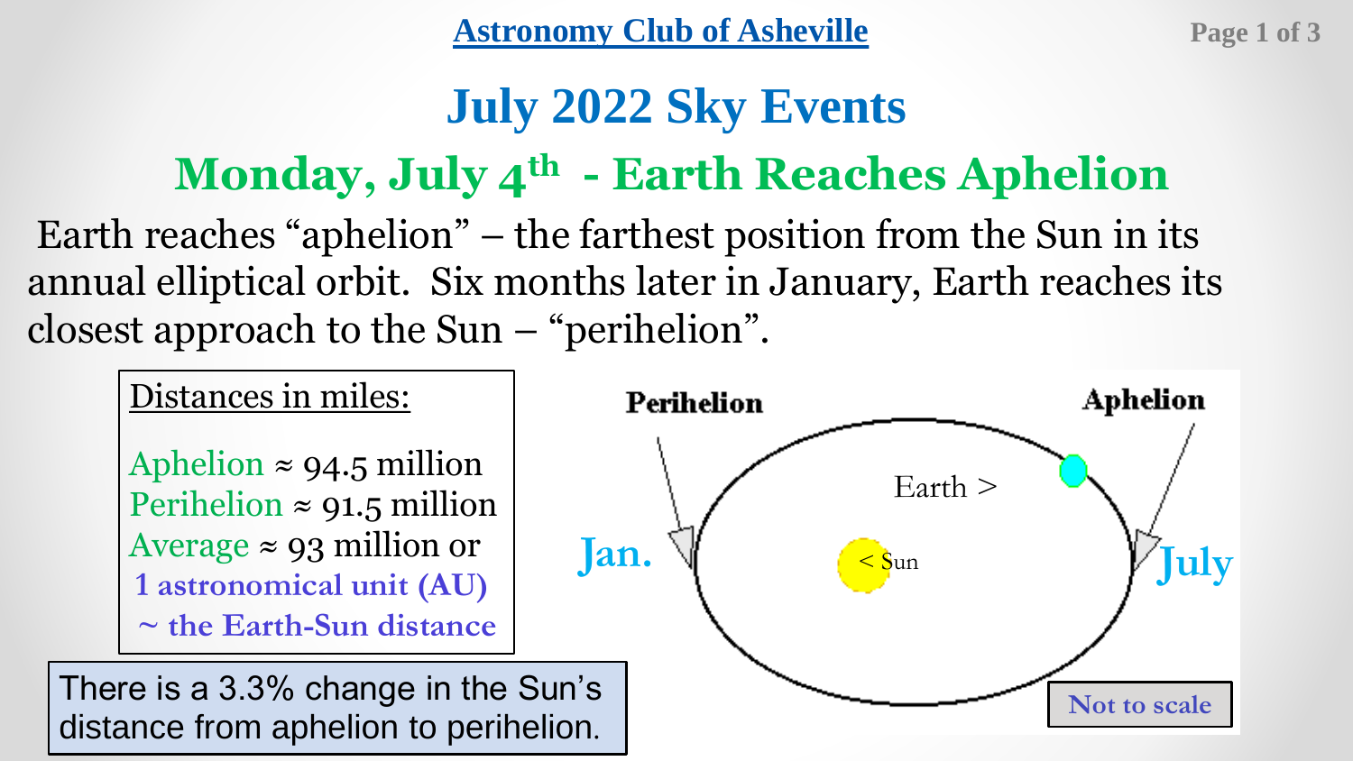Astronomy Club of Asheville

# July 2022 Sky Events

## Monday, July 4th - Earth Reaches Aphelion

Earth reaches "aphelion" – the farthest position from the Sun in its annual elliptical orbit. Six months later in January, Earth reaches its closest approach to the Sun – "perihelion".

Distances in miles:

Aphelion ≈ 94.5 million
Perihelion ≈ 91.5 million
Average ≈ 93 million or
**1 astronomical unit (AU)**
**~ the Earth-Sun distance**

There is a 3.3% change in the Sun's distance from aphelion to perihelion.

Perihelion
Aphelion
Jan.
July
Earth >
< Sun
Not to scale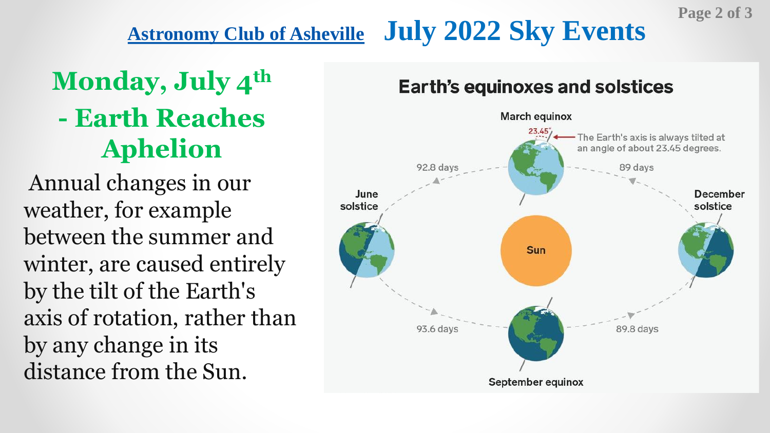**Astronomy Club of Asheville** **July 2022 Sky Events**

## Monday, July 4th - Earth Reaches Aphelion

Annual changes in our weather, for example between the summer and winter, are caused entirely by the tilt of the Earth's axis of rotation, rather than by any change in its distance from the Sun.

### Earth's equinoxes and solstices

March equinox

23.45° — The Earth's axis is always tilted at an angle of about 23.45 degrees.

92.8 days

89 days

June solstice

Sun

December solstice

93.6 days

89.8 days

September equinox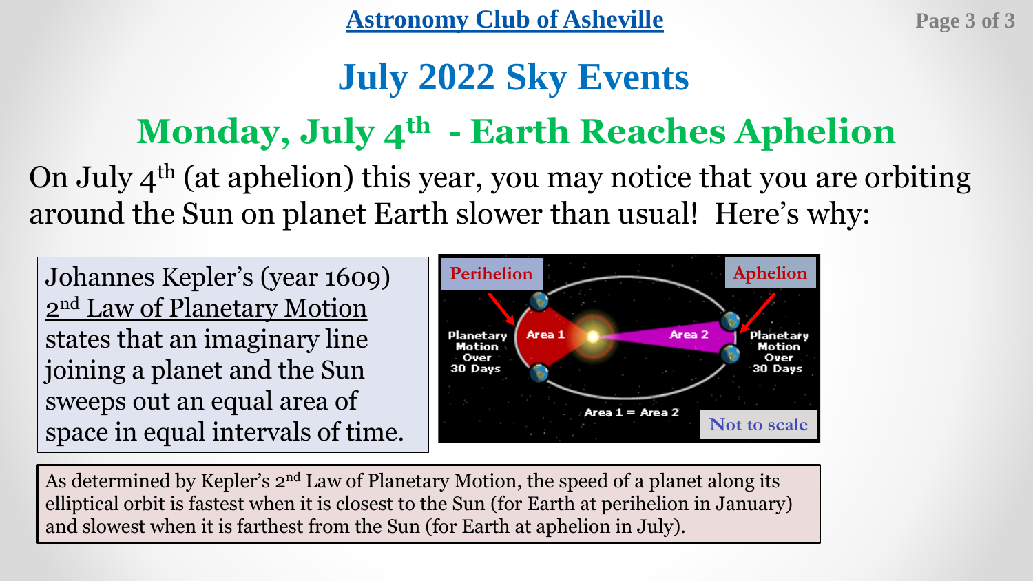Astronomy Club of Asheville

# July 2022 Sky Events

## Monday, July 4th - Earth Reaches Aphelion

On July 4th (at aphelion) this year, you may notice that you are orbiting around the Sun on planet Earth slower than usual! Here's why:

Johannes Kepler's (year 1609) 2nd Law of Planetary Motion states that an imaginary line joining a planet and the Sun sweeps out an equal area of space in equal intervals of time.

Perihelion

Aphelion

Planetary Motion Over 30 Days

Area 1

Area 2

Planetary Motion Over 30 Days

Area 1 = Area 2

Not to scale

As determined by Kepler's 2nd Law of Planetary Motion, the speed of a planet along its elliptical orbit is fastest when it is closest to the Sun (for Earth at perihelion in January) and slowest when it is farthest from the Sun (for Earth at aphelion in July).